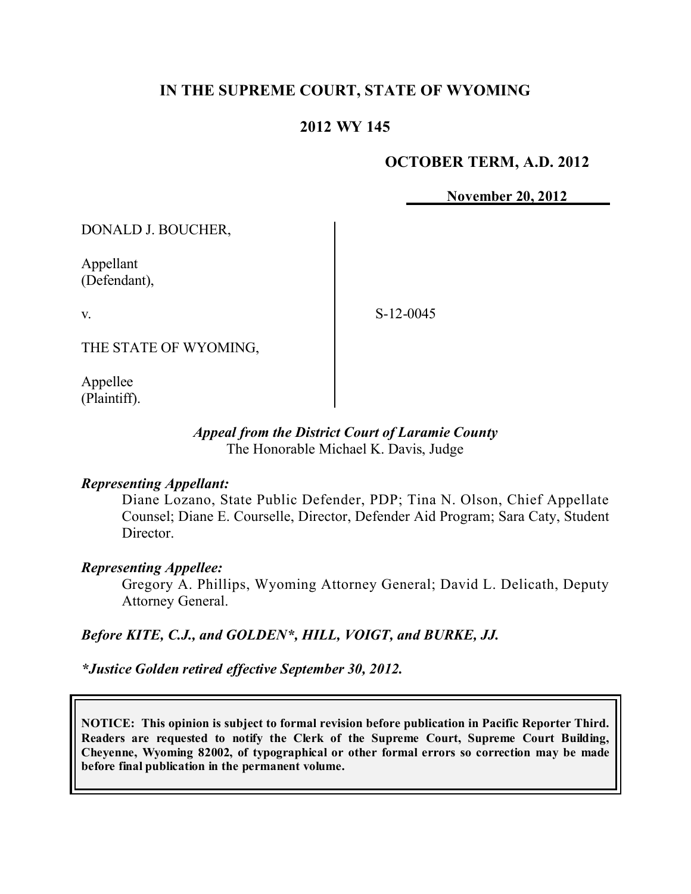# IN THE SUPREME COURT, STATE OF WYOMING

## 2012 WY 145

**OCTOBER TERM, A.D. 2012**

**November 20, 2012**

DONALD J. BOUCHER,

Appellant
(Defendant),

v.

THE STATE OF WYOMING,

Appellee
(Plaintiff).

S-12-0045

***Appeal from the District Court of Laramie County***
The Honorable Michael K. Davis, Judge

***Representing Appellant:***
Diane Lozano, State Public Defender, PDP; Tina N. Olson, Chief Appellate Counsel; Diane E. Courselle, Director, Defender Aid Program; Sara Caty, Student Director.

***Representing Appellee:***
Gregory A. Phillips, Wyoming Attorney General; David L. Delicath, Deputy Attorney General.

***Before KITE, C.J., and GOLDEN\*, HILL, VOIGT, and BURKE, JJ.***

***\*Justice Golden retired effective September 30, 2012.***

**NOTICE: This opinion is subject to formal revision before publication in Pacific Reporter Third. Readers are requested to notify the Clerk of the Supreme Court, Supreme Court Building, Cheyenne, Wyoming 82002, of typographical or other formal errors so correction may be made before final publication in the permanent volume.**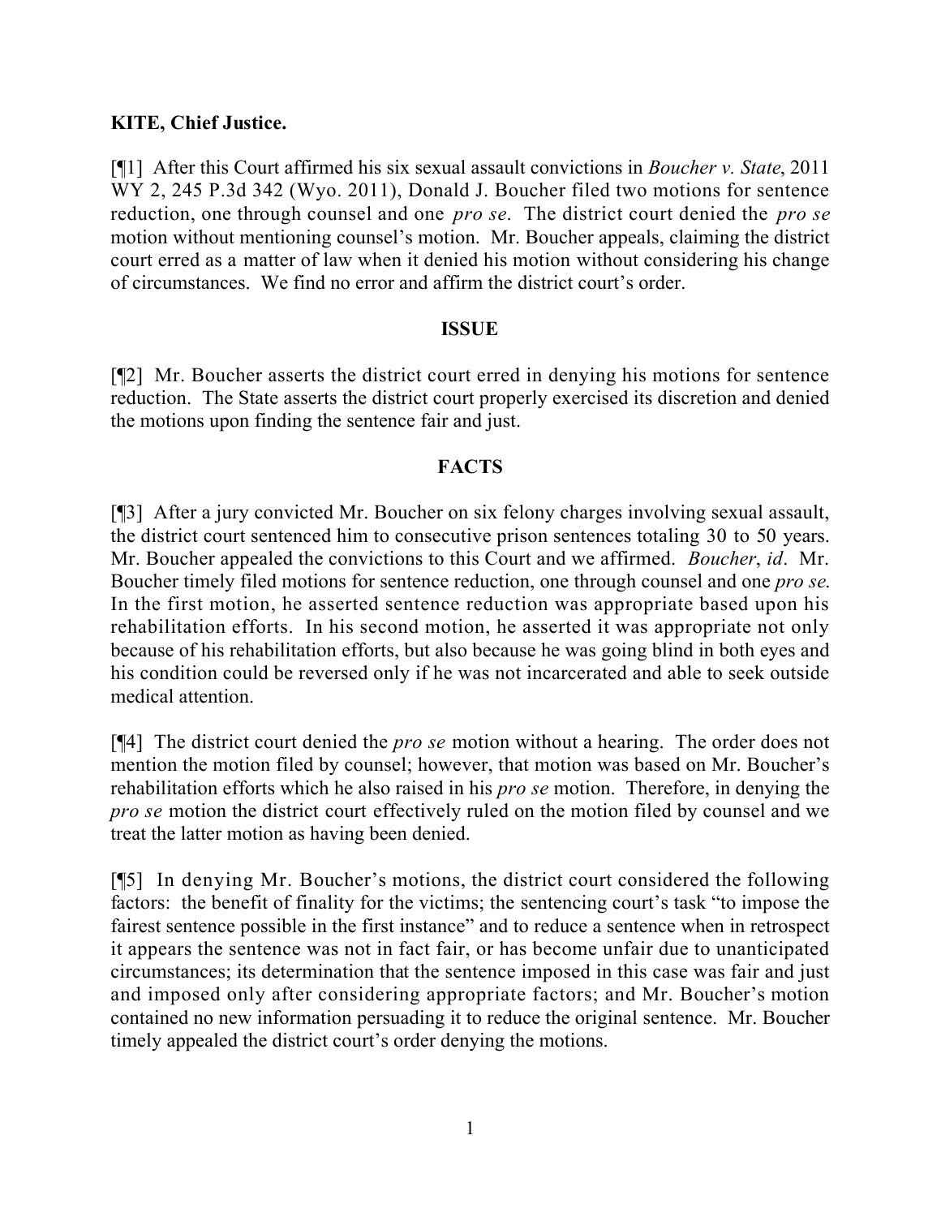**KITE, Chief Justice.**

[¶1] After this Court affirmed his six sexual assault convictions in *Boucher v. State*, 2011 WY 2, 245 P.3d 342 (Wyo. 2011), Donald J. Boucher filed two motions for sentence reduction, one through counsel and one *pro se*. The district court denied the *pro se* motion without mentioning counsel's motion. Mr. Boucher appeals, claiming the district court erred as a matter of law when it denied his motion without considering his change of circumstances. We find no error and affirm the district court's order.

## ISSUE

[¶2] Mr. Boucher asserts the district court erred in denying his motions for sentence reduction. The State asserts the district court properly exercised its discretion and denied the motions upon finding the sentence fair and just.

## FACTS

[¶3] After a jury convicted Mr. Boucher on six felony charges involving sexual assault, the district court sentenced him to consecutive prison sentences totaling 30 to 50 years. Mr. Boucher appealed the convictions to this Court and we affirmed. *Boucher*, *id*. Mr. Boucher timely filed motions for sentence reduction, one through counsel and one *pro se*. In the first motion, he asserted sentence reduction was appropriate based upon his rehabilitation efforts. In his second motion, he asserted it was appropriate not only because of his rehabilitation efforts, but also because he was going blind in both eyes and his condition could be reversed only if he was not incarcerated and able to seek outside medical attention.

[¶4] The district court denied the *pro se* motion without a hearing. The order does not mention the motion filed by counsel; however, that motion was based on Mr. Boucher's rehabilitation efforts which he also raised in his *pro se* motion. Therefore, in denying the *pro se* motion the district court effectively ruled on the motion filed by counsel and we treat the latter motion as having been denied.

[¶5] In denying Mr. Boucher's motions, the district court considered the following factors: the benefit of finality for the victims; the sentencing court's task "to impose the fairest sentence possible in the first instance" and to reduce a sentence when in retrospect it appears the sentence was not in fact fair, or has become unfair due to unanticipated circumstances; its determination that the sentence imposed in this case was fair and just and imposed only after considering appropriate factors; and Mr. Boucher's motion contained no new information persuading it to reduce the original sentence. Mr. Boucher timely appealed the district court's order denying the motions.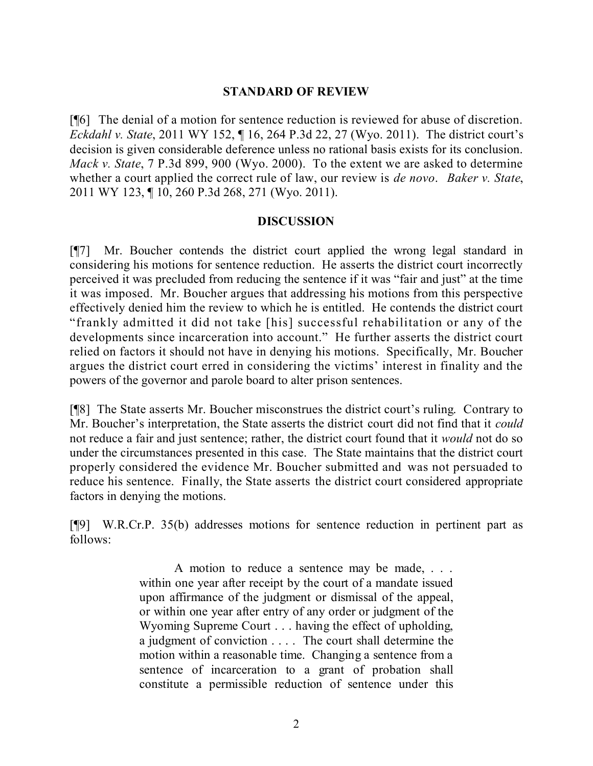## STANDARD OF REVIEW

[¶6] The denial of a motion for sentence reduction is reviewed for abuse of discretion. *Eckdahl v. State*, 2011 WY 152, ¶ 16, 264 P.3d 22, 27 (Wyo. 2011). The district court's decision is given considerable deference unless no rational basis exists for its conclusion. *Mack v. State*, 7 P.3d 899, 900 (Wyo. 2000). To the extent we are asked to determine whether a court applied the correct rule of law, our review is *de novo*. *Baker v. State*, 2011 WY 123, ¶ 10, 260 P.3d 268, 271 (Wyo. 2011).

## DISCUSSION

[¶7] Mr. Boucher contends the district court applied the wrong legal standard in considering his motions for sentence reduction. He asserts the district court incorrectly perceived it was precluded from reducing the sentence if it was "fair and just" at the time it was imposed. Mr. Boucher argues that addressing his motions from this perspective effectively denied him the review to which he is entitled. He contends the district court "frankly admitted it did not take [his] successful rehabilitation or any of the developments since incarceration into account." He further asserts the district court relied on factors it should not have in denying his motions. Specifically, Mr. Boucher argues the district court erred in considering the victims' interest in finality and the powers of the governor and parole board to alter prison sentences.

[¶8] The State asserts Mr. Boucher misconstrues the district court's ruling. Contrary to Mr. Boucher's interpretation, the State asserts the district court did not find that it *could* not reduce a fair and just sentence; rather, the district court found that it *would* not do so under the circumstances presented in this case. The State maintains that the district court properly considered the evidence Mr. Boucher submitted and was not persuaded to reduce his sentence. Finally, the State asserts the district court considered appropriate factors in denying the motions.

[¶9] W.R.Cr.P. 35(b) addresses motions for sentence reduction in pertinent part as follows:

> A motion to reduce a sentence may be made, . . . within one year after receipt by the court of a mandate issued upon affirmance of the judgment or dismissal of the appeal, or within one year after entry of any order or judgment of the Wyoming Supreme Court . . . having the effect of upholding, a judgment of conviction . . . . The court shall determine the motion within a reasonable time. Changing a sentence from a sentence of incarceration to a grant of probation shall constitute a permissible reduction of sentence under this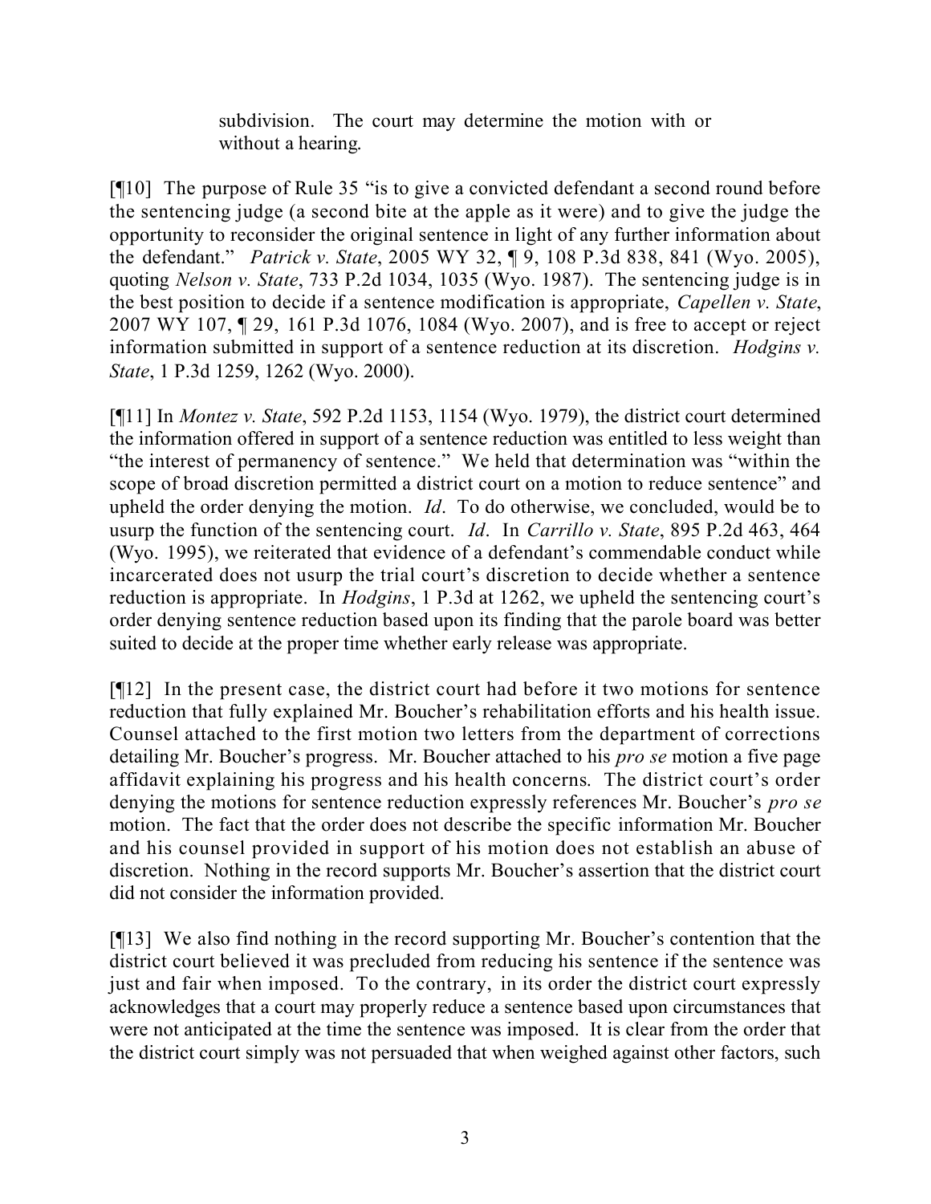> subdivision. The court may determine the motion with or without a hearing.

[¶10] The purpose of Rule 35 "is to give a convicted defendant a second round before the sentencing judge (a second bite at the apple as it were) and to give the judge the opportunity to reconsider the original sentence in light of any further information about the defendant." *Patrick v. State*, 2005 WY 32, ¶ 9, 108 P.3d 838, 841 (Wyo. 2005), quoting *Nelson v. State*, 733 P.2d 1034, 1035 (Wyo. 1987). The sentencing judge is in the best position to decide if a sentence modification is appropriate, *Capellen v. State*, 2007 WY 107, ¶ 29, 161 P.3d 1076, 1084 (Wyo. 2007), and is free to accept or reject information submitted in support of a sentence reduction at its discretion. *Hodgins v. State*, 1 P.3d 1259, 1262 (Wyo. 2000).

[¶11] In *Montez v. State*, 592 P.2d 1153, 1154 (Wyo. 1979), the district court determined the information offered in support of a sentence reduction was entitled to less weight than "the interest of permanency of sentence." We held that determination was "within the scope of broad discretion permitted a district court on a motion to reduce sentence" and upheld the order denying the motion. *Id*. To do otherwise, we concluded, would be to usurp the function of the sentencing court. *Id*. In *Carrillo v. State*, 895 P.2d 463, 464 (Wyo. 1995), we reiterated that evidence of a defendant's commendable conduct while incarcerated does not usurp the trial court's discretion to decide whether a sentence reduction is appropriate. In *Hodgins*, 1 P.3d at 1262, we upheld the sentencing court's order denying sentence reduction based upon its finding that the parole board was better suited to decide at the proper time whether early release was appropriate.

[¶12] In the present case, the district court had before it two motions for sentence reduction that fully explained Mr. Boucher's rehabilitation efforts and his health issue. Counsel attached to the first motion two letters from the department of corrections detailing Mr. Boucher's progress. Mr. Boucher attached to his *pro se* motion a five page affidavit explaining his progress and his health concerns. The district court's order denying the motions for sentence reduction expressly references Mr. Boucher's *pro se* motion. The fact that the order does not describe the specific information Mr. Boucher and his counsel provided in support of his motion does not establish an abuse of discretion. Nothing in the record supports Mr. Boucher's assertion that the district court did not consider the information provided.

[¶13] We also find nothing in the record supporting Mr. Boucher's contention that the district court believed it was precluded from reducing his sentence if the sentence was just and fair when imposed. To the contrary, in its order the district court expressly acknowledges that a court may properly reduce a sentence based upon circumstances that were not anticipated at the time the sentence was imposed. It is clear from the order that the district court simply was not persuaded that when weighed against other factors, such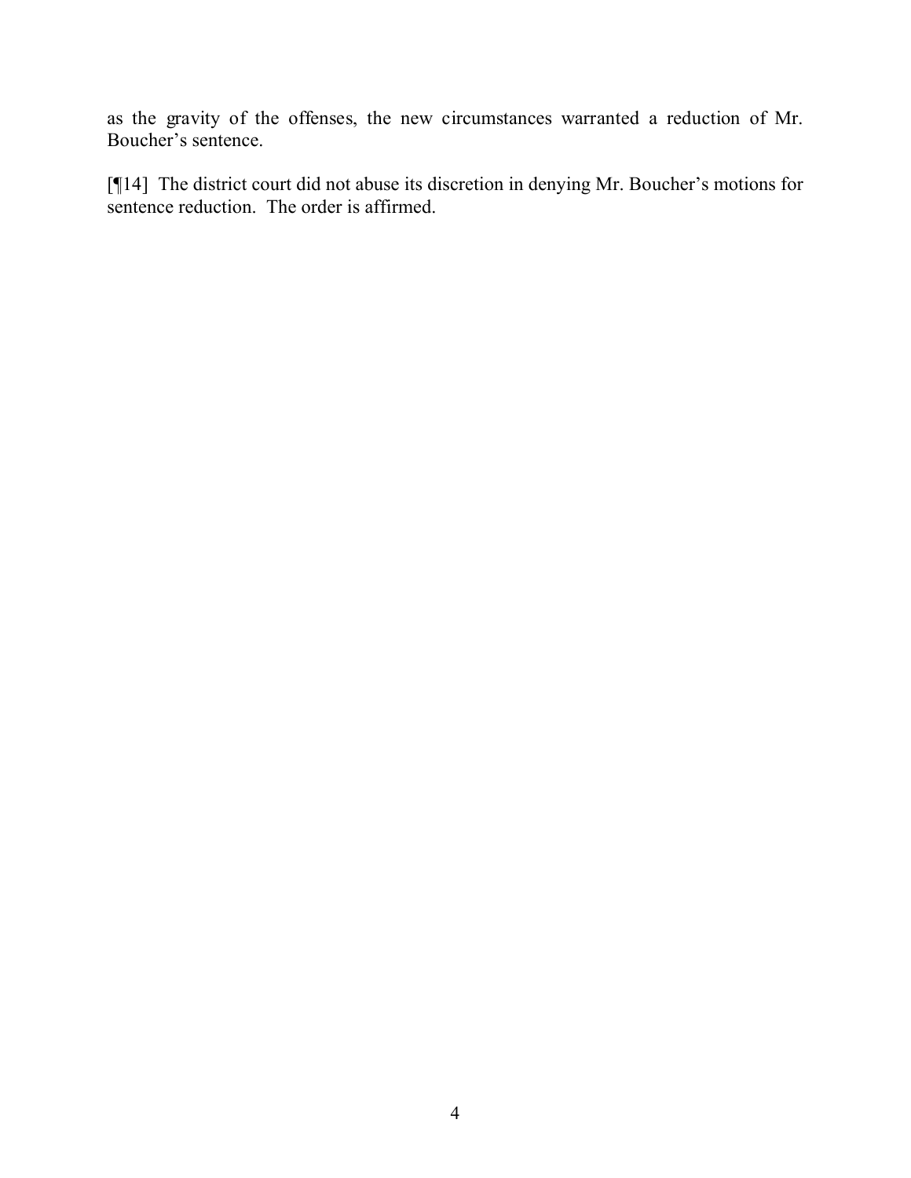as the gravity of the offenses, the new circumstances warranted a reduction of Mr. Boucher's sentence.

[¶14] The district court did not abuse its discretion in denying Mr. Boucher's motions for sentence reduction. The order is affirmed.